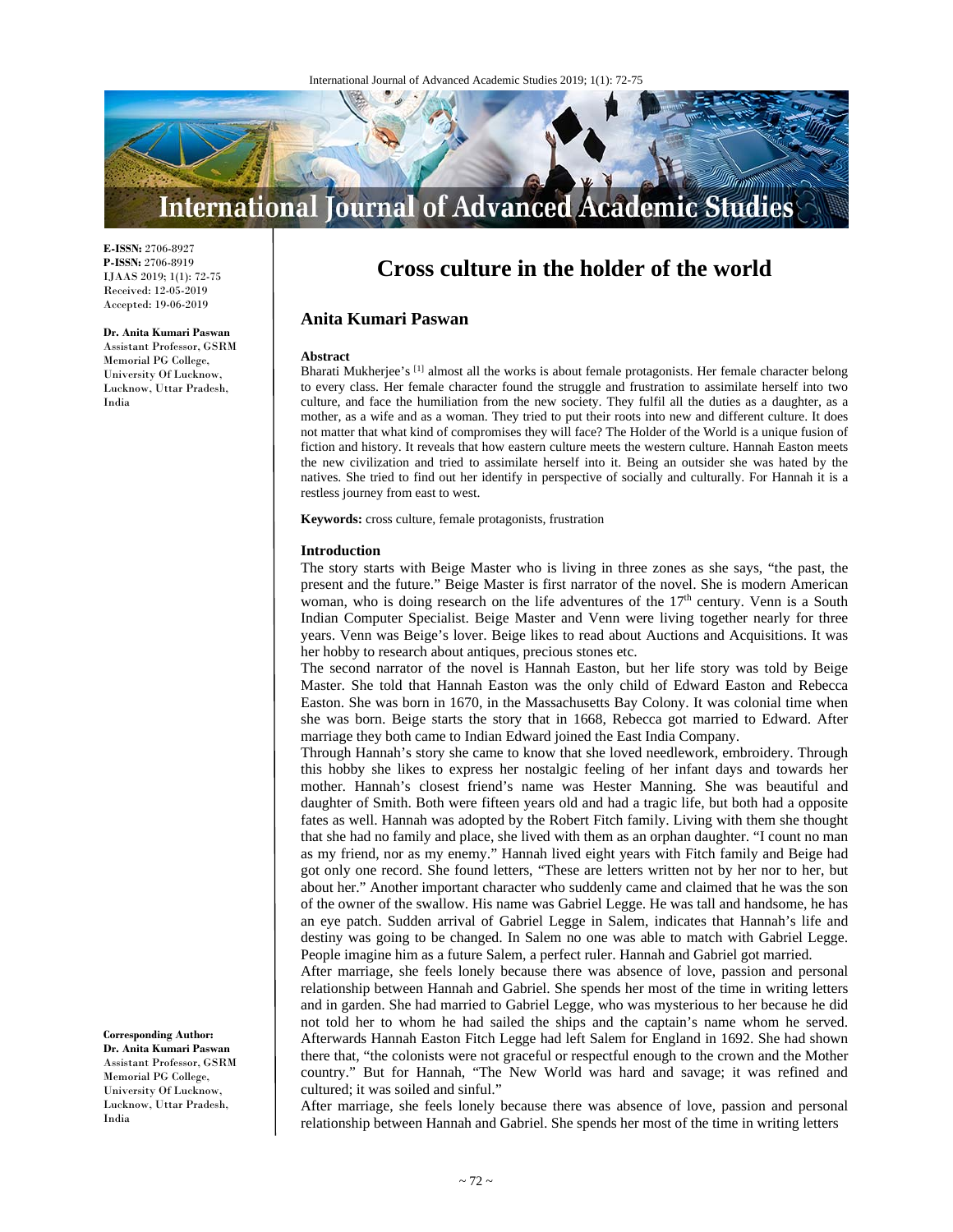E-ISSN: 2706-8927
P-ISSN: 2706-8919
IJAAS 2019; 1(1): 72-75
Received: 12-05-2019
Accepted: 19-06-2019

**Dr. Anita Kumari Paswan**
Assistant Professor, GSRM Memorial PG College, University Of Lucknow, Lucknow, Uttar Pradesh, India

**Corresponding Author:**
**Dr. Anita Kumari Paswan**
Assistant Professor, GSRM Memorial PG College, University Of Lucknow, Lucknow, Uttar Pradesh, India

# Cross culture in the holder of the world

## Anita Kumari Paswan

### Abstract

Bharati Mukherjee's [1] almost all the works is about female protagonists. Her female character belong to every class. Her female character found the struggle and frustration to assimilate herself into two culture, and face the humiliation from the new society. They fulfil all the duties as a daughter, as a mother, as a wife and as a woman. They tried to put their roots into new and different culture. It does not matter that what kind of compromises they will face? The Holder of the World is a unique fusion of fiction and history. It reveals that how eastern culture meets the western culture. Hannah Easton meets the new civilization and tried to assimilate herself into it. Being an outsider she was hated by the natives. She tried to find out her identify in perspective of socially and culturally. For Hannah it is a restless journey from east to west.

**Keywords:** cross culture, female protagonists, frustration

### Introduction

The story starts with Beige Master who is living in three zones as she says, "the past, the present and the future." Beige Master is first narrator of the novel. She is modern American woman, who is doing research on the life adventures of the 17th century. Venn is a South Indian Computer Specialist. Beige Master and Venn were living together nearly for three years. Venn was Beige's lover. Beige likes to read about Auctions and Acquisitions. It was her hobby to research about antiques, precious stones etc.

The second narrator of the novel is Hannah Easton, but her life story was told by Beige Master. She told that Hannah Easton was the only child of Edward Easton and Rebecca Easton. She was born in 1670, in the Massachusetts Bay Colony. It was colonial time when she was born. Beige starts the story that in 1668, Rebecca got married to Edward. After marriage they both came to Indian Edward joined the East India Company.

Through Hannah's story she came to know that she loved needlework, embroidery. Through this hobby she likes to express her nostalgic feeling of her infant days and towards her mother. Hannah's closest friend's name was Hester Manning. She was beautiful and daughter of Smith. Both were fifteen years old and had a tragic life, but both had a opposite fates as well. Hannah was adopted by the Robert Fitch family. Living with them she thought that she had no family and place, she lived with them as an orphan daughter. "I count no man as my friend, nor as my enemy." Hannah lived eight years with Fitch family and Beige had got only one record. She found letters, "These are letters written not by her nor to her, but about her." Another important character who suddenly came and claimed that he was the son of the owner of the swallow. His name was Gabriel Legge. He was tall and handsome, he has an eye patch. Sudden arrival of Gabriel Legge in Salem, indicates that Hannah's life and destiny was going to be changed. In Salem no one was able to match with Gabriel Legge. People imagine him as a future Salem, a perfect ruler. Hannah and Gabriel got married.

After marriage, she feels lonely because there was absence of love, passion and personal relationship between Hannah and Gabriel. She spends her most of the time in writing letters and in garden. She had married to Gabriel Legge, who was mysterious to her because he did not told her to whom he had sailed the ships and the captain's name whom he served. Afterwards Hannah Easton Fitch Legge had left Salem for England in 1692. She had shown there that, "the colonists were not graceful or respectful enough to the crown and the Mother country." But for Hannah, "The New World was hard and savage; it was refined and cultured; it was soiled and sinful."

After marriage, she feels lonely because there was absence of love, passion and personal relationship between Hannah and Gabriel. She spends her most of the time in writing letters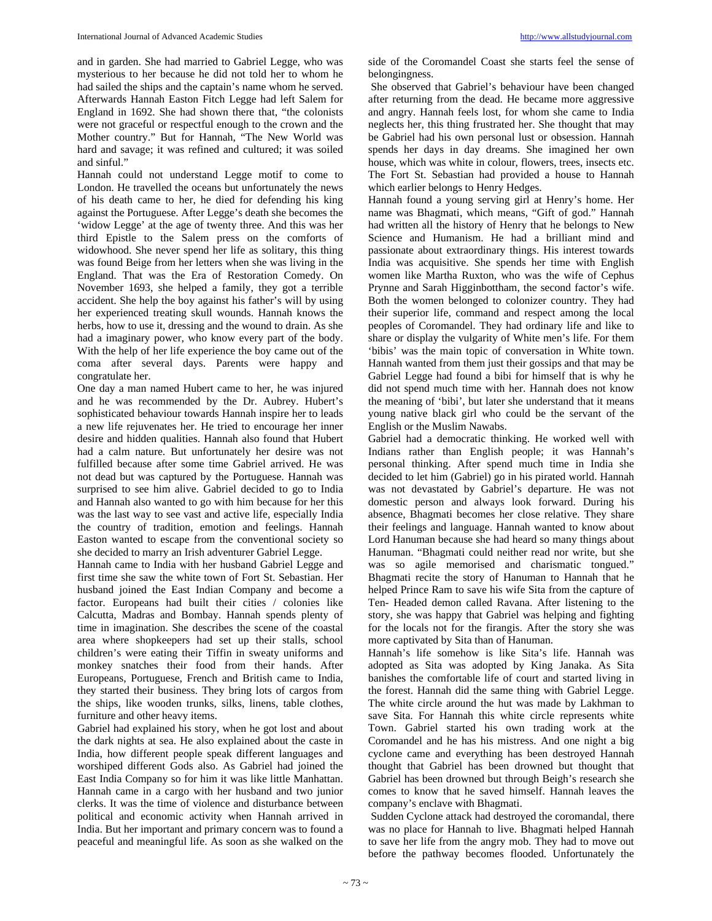and in garden. She had married to Gabriel Legge, who was mysterious to her because he did not told her to whom he had sailed the ships and the captain's name whom he served. Afterwards Hannah Easton Fitch Legge had left Salem for England in 1692. She had shown there that, "the colonists were not graceful or respectful enough to the crown and the Mother country." But for Hannah, "The New World was hard and savage; it was refined and cultured; it was soiled and sinful."

Hannah could not understand Legge motif to come to London. He travelled the oceans but unfortunately the news of his death came to her, he died for defending his king against the Portuguese. After Legge's death she becomes the 'widow Legge' at the age of twenty three. And this was her third Epistle to the Salem press on the comforts of widowhood. She never spend her life as solitary, this thing was found Beige from her letters when she was living in the England. That was the Era of Restoration Comedy. On November 1693, she helped a family, they got a terrible accident. She help the boy against his father's will by using her experienced treating skull wounds. Hannah knows the herbs, how to use it, dressing and the wound to drain. As she had a imaginary power, who know every part of the body. With the help of her life experience the boy came out of the coma after several days. Parents were happy and congratulate her.

One day a man named Hubert came to her, he was injured and he was recommended by the Dr. Aubrey. Hubert's sophisticated behaviour towards Hannah inspire her to leads a new life rejuvenates her. He tried to encourage her inner desire and hidden qualities. Hannah also found that Hubert had a calm nature. But unfortunately her desire was not fulfilled because after some time Gabriel arrived. He was not dead but was captured by the Portuguese. Hannah was surprised to see him alive. Gabriel decided to go to India and Hannah also wanted to go with him because for her this was the last way to see vast and active life, especially India the country of tradition, emotion and feelings. Hannah Easton wanted to escape from the conventional society so she decided to marry an Irish adventurer Gabriel Legge.

Hannah came to India with her husband Gabriel Legge and first time she saw the white town of Fort St. Sebastian. Her husband joined the East Indian Company and become a factor. Europeans had built their cities / colonies like Calcutta, Madras and Bombay. Hannah spends plenty of time in imagination. She describes the scene of the coastal area where shopkeepers had set up their stalls, school children's were eating their Tiffin in sweaty uniforms and monkey snatches their food from their hands. After Europeans, Portuguese, French and British came to India, they started their business. They bring lots of cargos from the ships, like wooden trunks, silks, linens, table clothes, furniture and other heavy items.

Gabriel had explained his story, when he got lost and about the dark nights at sea. He also explained about the caste in India, how different people speak different languages and worshiped different Gods also. As Gabriel had joined the East India Company so for him it was like little Manhattan. Hannah came in a cargo with her husband and two junior clerks. It was the time of violence and disturbance between political and economic activity when Hannah arrived in India. But her important and primary concern was to found a peaceful and meaningful life. As soon as she walked on the side of the Coromandel Coast she starts feel the sense of belongingness.

She observed that Gabriel's behaviour have been changed after returning from the dead. He became more aggressive and angry. Hannah feels lost, for whom she came to India neglects her, this thing frustrated her. She thought that may be Gabriel had his own personal lust or obsession. Hannah spends her days in day dreams. She imagined her own house, which was white in colour, flowers, trees, insects etc. The Fort St. Sebastian had provided a house to Hannah which earlier belongs to Henry Hedges.

Hannah found a young serving girl at Henry's home. Her name was Bhagmati, which means, "Gift of god." Hannah had written all the history of Henry that he belongs to New Science and Humanism. He had a brilliant mind and passionate about extraordinary things. His interest towards India was acquisitive. She spends her time with English women like Martha Ruxton, who was the wife of Cephus Prynne and Sarah Higginbottham, the second factor's wife. Both the women belonged to colonizer country. They had their superior life, command and respect among the local peoples of Coromandel. They had ordinary life and like to share or display the vulgarity of White men's life. For them 'bibis' was the main topic of conversation in White town. Hannah wanted from them just their gossips and that may be Gabriel Legge had found a bibi for himself that is why he did not spend much time with her. Hannah does not know the meaning of 'bibi', but later she understand that it means young native black girl who could be the servant of the English or the Muslim Nawabs.

Gabriel had a democratic thinking. He worked well with Indians rather than English people; it was Hannah's personal thinking. After spend much time in India she decided to let him (Gabriel) go in his pirated world. Hannah was not devastated by Gabriel's departure. He was not domestic person and always look forward. During his absence, Bhagmati becomes her close relative. They share their feelings and language. Hannah wanted to know about Lord Hanuman because she had heard so many things about Hanuman. "Bhagmati could neither read nor write, but she was so agile memorised and charismatic tongued." Bhagmati recite the story of Hanuman to Hannah that he helped Prince Ram to save his wife Sita from the capture of Ten- Headed demon called Ravana. After listening to the story, she was happy that Gabriel was helping and fighting for the locals not for the firangis. After the story she was more captivated by Sita than of Hanuman.

Hannah's life somehow is like Sita's life. Hannah was adopted as Sita was adopted by King Janaka. As Sita banishes the comfortable life of court and started living in the forest. Hannah did the same thing with Gabriel Legge. The white circle around the hut was made by Lakhman to save Sita. For Hannah this white circle represents white Town. Gabriel started his own trading work at the Coromandel and he has his mistress. And one night a big cyclone came and everything has been destroyed Hannah thought that Gabriel has been drowned but thought that Gabriel has been drowned but through Beigh's research she comes to know that he saved himself. Hannah leaves the company's enclave with Bhagmati.

Sudden Cyclone attack had destroyed the coromandal, there was no place for Hannah to live. Bhagmati helped Hannah to save her life from the angry mob. They had to move out before the pathway becomes flooded. Unfortunately the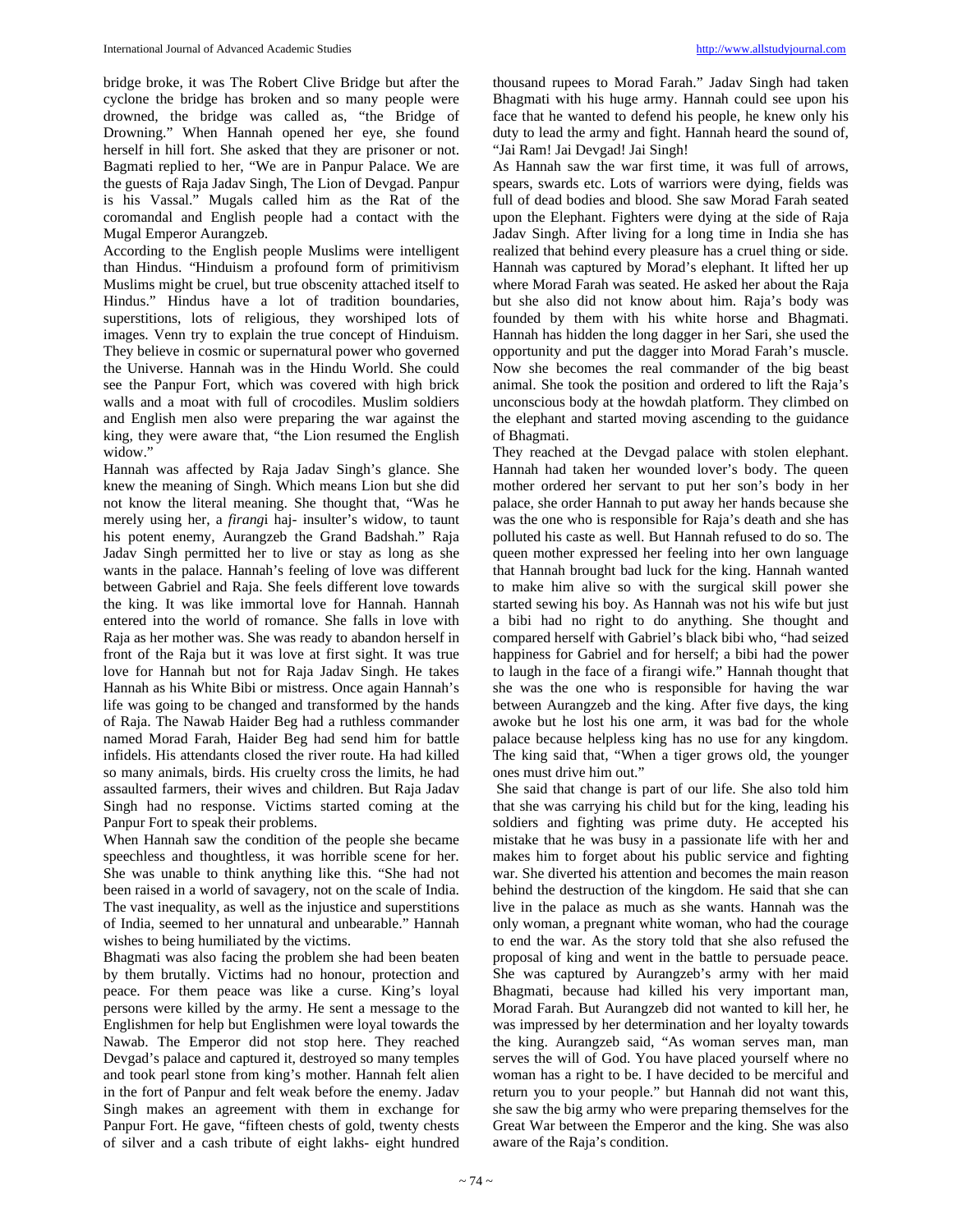bridge broke, it was The Robert Clive Bridge but after the cyclone the bridge has broken and so many people were drowned, the bridge was called as, "the Bridge of Drowning." When Hannah opened her eye, she found herself in hill fort. She asked that they are prisoner or not. Bagmati replied to her, "We are in Panpur Palace. We are the guests of Raja Jadav Singh, The Lion of Devgad. Panpur is his Vassal." Mugals called him as the Rat of the coromandal and English people had a contact with the Mugal Emperor Aurangzeb.

According to the English people Muslims were intelligent than Hindus. "Hinduism a profound form of primitivism Muslims might be cruel, but true obscenity attached itself to Hindus." Hindus have a lot of tradition boundaries, superstitions, lots of religious, they worshiped lots of images. Venn try to explain the true concept of Hinduism. They believe in cosmic or supernatural power who governed the Universe. Hannah was in the Hindu World. She could see the Panpur Fort, which was covered with high brick walls and a moat with full of crocodiles. Muslim soldiers and English men also were preparing the war against the king, they were aware that, "the Lion resumed the English widow."

Hannah was affected by Raja Jadav Singh's glance. She knew the meaning of Singh. Which means Lion but she did not know the literal meaning. She thought that, "Was he merely using her, a *firangi* haj- insulter's widow, to taunt his potent enemy, Aurangzeb the Grand Badshah." Raja Jadav Singh permitted her to live or stay as long as she wants in the palace. Hannah's feeling of love was different between Gabriel and Raja. She feels different love towards the king. It was like immortal love for Hannah. Hannah entered into the world of romance. She falls in love with Raja as her mother was. She was ready to abandon herself in front of the Raja but it was love at first sight. It was true love for Hannah but not for Raja Jadav Singh. He takes Hannah as his White Bibi or mistress. Once again Hannah's life was going to be changed and transformed by the hands of Raja. The Nawab Haider Beg had a ruthless commander named Morad Farah, Haider Beg had send him for battle infidels. His attendants closed the river route. Ha had killed so many animals, birds. His cruelty cross the limits, he had assaulted farmers, their wives and children. But Raja Jadav Singh had no response. Victims started coming at the Panpur Fort to speak their problems.

When Hannah saw the condition of the people she became speechless and thoughtless, it was horrible scene for her. She was unable to think anything like this. "She had not been raised in a world of savagery, not on the scale of India. The vast inequality, as well as the injustice and superstitions of India, seemed to her unnatural and unbearable." Hannah wishes to being humiliated by the victims.

Bhagmati was also facing the problem she had been beaten by them brutally. Victims had no honour, protection and peace. For them peace was like a curse. King's loyal persons were killed by the army. He sent a message to the Englishmen for help but Englishmen were loyal towards the Nawab. The Emperor did not stop here. They reached Devgad's palace and captured it, destroyed so many temples and took pearl stone from king's mother. Hannah felt alien in the fort of Panpur and felt weak before the enemy. Jadav Singh makes an agreement with them in exchange for Panpur Fort. He gave, "fifteen chests of gold, twenty chests of silver and a cash tribute of eight lakhs- eight hundred thousand rupees to Morad Farah." Jadav Singh had taken Bhagmati with his huge army. Hannah could see upon his face that he wanted to defend his people, he knew only his duty to lead the army and fight. Hannah heard the sound of, "Jai Ram! Jai Devgad! Jai Singh!

As Hannah saw the war first time, it was full of arrows, spears, swards etc. Lots of warriors were dying, fields was full of dead bodies and blood. She saw Morad Farah seated upon the Elephant. Fighters were dying at the side of Raja Jadav Singh. After living for a long time in India she has realized that behind every pleasure has a cruel thing or side. Hannah was captured by Morad's elephant. It lifted her up where Morad Farah was seated. He asked her about the Raja but she also did not know about him. Raja's body was founded by them with his white horse and Bhagmati. Hannah has hidden the long dagger in her Sari, she used the opportunity and put the dagger into Morad Farah's muscle. Now she becomes the real commander of the big beast animal. She took the position and ordered to lift the Raja's unconscious body at the howdah platform. They climbed on the elephant and started moving ascending to the guidance of Bhagmati.

They reached at the Devgad palace with stolen elephant. Hannah had taken her wounded lover's body. The queen mother ordered her servant to put her son's body in her palace, she order Hannah to put away her hands because she was the one who is responsible for Raja's death and she has polluted his caste as well. But Hannah refused to do so. The queen mother expressed her feeling into her own language that Hannah brought bad luck for the king. Hannah wanted to make him alive so with the surgical skill power she started sewing his boy. As Hannah was not his wife but just a bibi had no right to do anything. She thought and compared herself with Gabriel's black bibi who, "had seized happiness for Gabriel and for herself; a bibi had the power to laugh in the face of a firangi wife." Hannah thought that she was the one who is responsible for having the war between Aurangzeb and the king. After five days, the king awoke but he lost his one arm, it was bad for the whole palace because helpless king has no use for any kingdom. The king said that, "When a tiger grows old, the younger ones must drive him out."

She said that change is part of our life. She also told him that she was carrying his child but for the king, leading his soldiers and fighting was prime duty. He accepted his mistake that he was busy in a passionate life with her and makes him to forget about his public service and fighting war. She diverted his attention and becomes the main reason behind the destruction of the kingdom. He said that she can live in the palace as much as she wants. Hannah was the only woman, a pregnant white woman, who had the courage to end the war. As the story told that she also refused the proposal of king and went in the battle to persuade peace. She was captured by Aurangzeb's army with her maid Bhagmati, because had killed his very important man, Morad Farah. But Aurangzeb did not wanted to kill her, he was impressed by her determination and her loyalty towards the king. Aurangzeb said, "As woman serves man, man serves the will of God. You have placed yourself where no woman has a right to be. I have decided to be merciful and return you to your people." but Hannah did not want this, she saw the big army who were preparing themselves for the Great War between the Emperor and the king. She was also aware of the Raja's condition.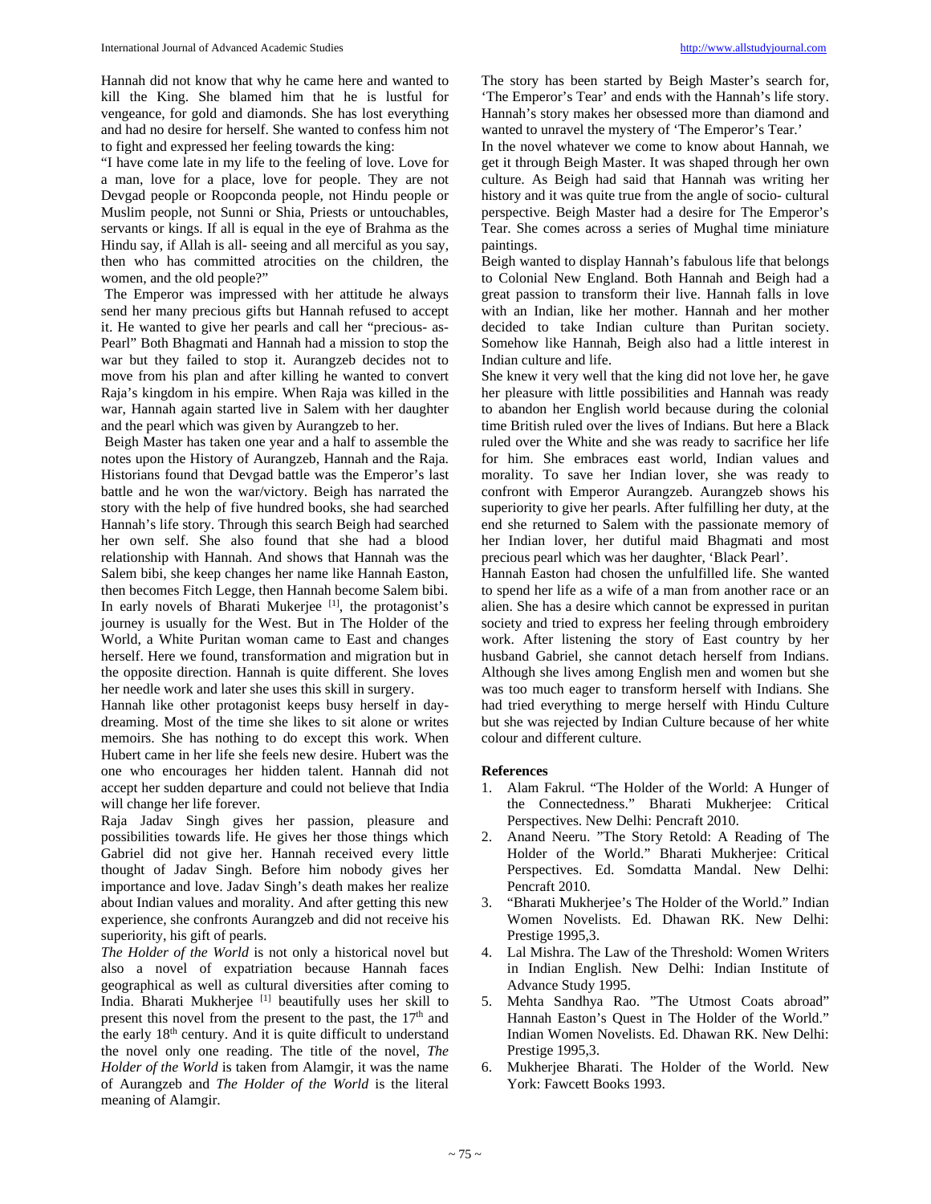Hannah did not know that why he came here and wanted to kill the King. She blamed him that he is lustful for vengeance, for gold and diamonds. She has lost everything and had no desire for herself. She wanted to confess him not to fight and expressed her feeling towards the king:

"I have come late in my life to the feeling of love. Love for a man, love for a place, love for people. They are not Devgad people or Roopconda people, not Hindu people or Muslim people, not Sunni or Shia, Priests or untouchables, servants or kings. If all is equal in the eye of Brahma as the Hindu say, if Allah is all- seeing and all merciful as you say, then who has committed atrocities on the children, the women, and the old people?"

The Emperor was impressed with her attitude he always send her many precious gifts but Hannah refused to accept it. He wanted to give her pearls and call her "precious- as-Pearl" Both Bhagmati and Hannah had a mission to stop the war but they failed to stop it. Aurangzeb decides not to move from his plan and after killing he wanted to convert Raja's kingdom in his empire. When Raja was killed in the war, Hannah again started live in Salem with her daughter and the pearl which was given by Aurangzeb to her.

Beigh Master has taken one year and a half to assemble the notes upon the History of Aurangzeb, Hannah and the Raja. Historians found that Devgad battle was the Emperor's last battle and he won the war/victory. Beigh has narrated the story with the help of five hundred books, she had searched Hannah's life story. Through this search Beigh had searched her own self. She also found that she had a blood relationship with Hannah. And shows that Hannah was the Salem bibi, she keep changes her name like Hannah Easton, then becomes Fitch Legge, then Hannah become Salem bibi. In early novels of Bharati Mukerjee [1], the protagonist's journey is usually for the West. But in The Holder of the World, a White Puritan woman came to East and changes herself. Here we found, transformation and migration but in the opposite direction. Hannah is quite different. She loves her needle work and later she uses this skill in surgery.

Hannah like other protagonist keeps busy herself in day-dreaming. Most of the time she likes to sit alone or writes memoirs. She has nothing to do except this work. When Hubert came in her life she feels new desire. Hubert was the one who encourages her hidden talent. Hannah did not accept her sudden departure and could not believe that India will change her life forever.

Raja Jadav Singh gives her passion, pleasure and possibilities towards life. He gives her those things which Gabriel did not give her. Hannah received every little thought of Jadav Singh. Before him nobody gives her importance and love. Jadav Singh's death makes her realize about Indian values and morality. And after getting this new experience, she confronts Aurangzeb and did not receive his superiority, his gift of pearls.

*The Holder of the World* is not only a historical novel but also a novel of expatriation because Hannah faces geographical as well as cultural diversities after coming to India. Bharati Mukherjee [1] beautifully uses her skill to present this novel from the present to the past, the 17th and the early 18th century. And it is quite difficult to understand the novel only one reading. The title of the novel, *The Holder of the World* is taken from Alamgir, it was the name of Aurangzeb and *The Holder of the World* is the literal meaning of Alamgir.

The story has been started by Beigh Master's search for, 'The Emperor's Tear' and ends with the Hannah's life story. Hannah's story makes her obsessed more than diamond and wanted to unravel the mystery of 'The Emperor's Tear.'

In the novel whatever we come to know about Hannah, we get it through Beigh Master. It was shaped through her own culture. As Beigh had said that Hannah was writing her history and it was quite true from the angle of socio- cultural perspective. Beigh Master had a desire for The Emperor's Tear. She comes across a series of Mughal time miniature paintings.

Beigh wanted to display Hannah's fabulous life that belongs to Colonial New England. Both Hannah and Beigh had a great passion to transform their live. Hannah falls in love with an Indian, like her mother. Hannah and her mother decided to take Indian culture than Puritan society. Somehow like Hannah, Beigh also had a little interest in Indian culture and life.

She knew it very well that the king did not love her, he gave her pleasure with little possibilities and Hannah was ready to abandon her English world because during the colonial time British ruled over the lives of Indians. But here a Black ruled over the White and she was ready to sacrifice her life for him. She embraces east world, Indian values and morality. To save her Indian lover, she was ready to confront with Emperor Aurangzeb. Aurangzeb shows his superiority to give her pearls. After fulfilling her duty, at the end she returned to Salem with the passionate memory of her Indian lover, her dutiful maid Bhagmati and most precious pearl which was her daughter, 'Black Pearl'.

Hannah Easton had chosen the unfulfilled life. She wanted to spend her life as a wife of a man from another race or an alien. She has a desire which cannot be expressed in puritan society and tried to express her feeling through embroidery work. After listening the story of East country by her husband Gabriel, she cannot detach herself from Indians. Although she lives among English men and women but she was too much eager to transform herself with Indians. She had tried everything to merge herself with Hindu Culture but she was rejected by Indian Culture because of her white colour and different culture.

## References

1. Alam Fakrul. "The Holder of the World: A Hunger of the Connectedness." Bharati Mukherjee: Critical Perspectives. New Delhi: Pencraft 2010.
2. Anand Neeru. "The Story Retold: A Reading of The Holder of the World." Bharati Mukherjee: Critical Perspectives. Ed. Somdatta Mandal. New Delhi: Pencraft 2010.
3. "Bharati Mukherjee's The Holder of the World." Indian Women Novelists. Ed. Dhawan RK. New Delhi: Prestige 1995,3.
4. Lal Mishra. The Law of the Threshold: Women Writers in Indian English. New Delhi: Indian Institute of Advance Study 1995.
5. Mehta Sandhya Rao. "The Utmost Coats abroad" Hannah Easton's Quest in The Holder of the World." Indian Women Novelists. Ed. Dhawan RK. New Delhi: Prestige 1995,3.
6. Mukherjee Bharati. The Holder of the World. New York: Fawcett Books 1993.